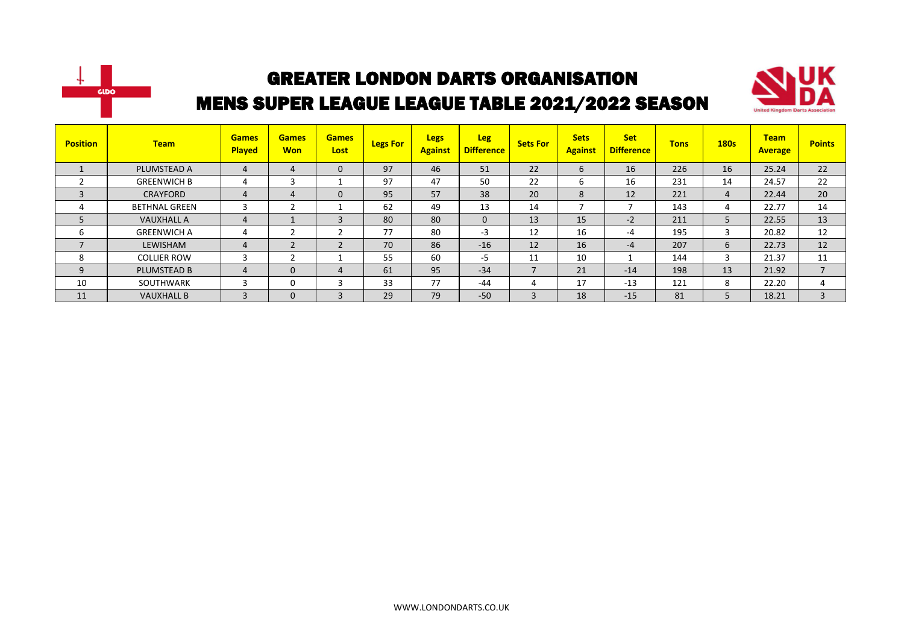# GREATER LONDON DARTS ORGANISATION

## MENS SUPER LEAGUE LEAGUE TABLE 2021/2022 SEASON

| Position | Team | Games Played | Games Won | Games Lost | Legs For | Legs Against | Leg Difference | Sets For | Sets Against | Set Difference | Tons | 180s | Team Average | Points |
|---|---|---|---|---|---|---|---|---|---|---|---|---|---|---|
| 1 | PLUMSTEAD A | 4 | 4 | 0 | 97 | 46 | 51 | 22 | 6 | 16 | 226 | 16 | 25.24 | 22 |
| 2 | GREENWICH B | 4 | 3 | 1 | 97 | 47 | 50 | 22 | 6 | 16 | 231 | 14 | 24.57 | 22 |
| 3 | CRAYFORD | 4 | 4 | 0 | 95 | 57 | 38 | 20 | 8 | 12 | 221 | 4 | 22.44 | 20 |
| 4 | BETHNAL GREEN | 3 | 2 | 1 | 62 | 49 | 13 | 14 | 7 | 7 | 143 | 4 | 22.77 | 14 |
| 5 | VAUXHALL A | 4 | 1 | 3 | 80 | 80 | 0 | 13 | 15 | -2 | 211 | 5 | 22.55 | 13 |
| 6 | GREENWICH A | 4 | 2 | 2 | 77 | 80 | -3 | 12 | 16 | -4 | 195 | 3 | 20.82 | 12 |
| 7 | LEWISHAM | 4 | 2 | 2 | 70 | 86 | -16 | 12 | 16 | -4 | 207 | 6 | 22.73 | 12 |
| 8 | COLLIER ROW | 3 | 2 | 1 | 55 | 60 | -5 | 11 | 10 | 1 | 144 | 3 | 21.37 | 11 |
| 9 | PLUMSTEAD B | 4 | 0 | 4 | 61 | 95 | -34 | 7 | 21 | -14 | 198 | 13 | 21.92 | 7 |
| 10 | SOUTHWARK | 3 | 0 | 3 | 33 | 77 | -44 | 4 | 17 | -13 | 121 | 8 | 22.20 | 4 |
| 11 | VAUXHALL B | 3 | 0 | 3 | 29 | 79 | -50 | 3 | 18 | -15 | 81 | 5 | 18.21 | 3 |

WWW.LONDONDARTS.CO.UK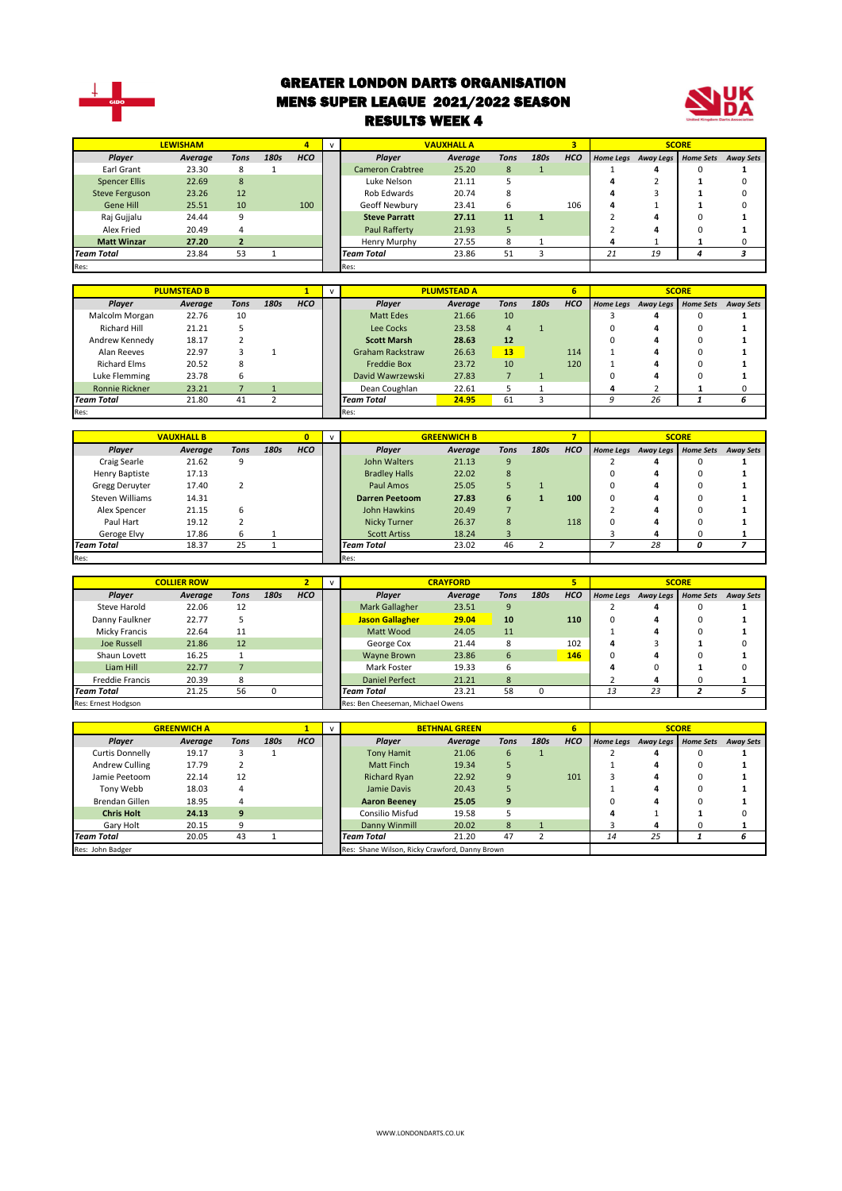# GREATER LONDON DARTS ORGANISATION
# MENS SUPER LEAGUE 2021/2022 SEASON
# RESULTS WEEK 4

| LEWISHAM | | | | 4 | v | VAUXHALL A | | | | 3 | SCORE | | | |
|---|---|---|---|---|---|---|---|---|---|---|---|---|---|---|
| Player | Average | Tons | 180s | HCO | | Player | Average | Tons | 180s | HCO | Home Legs | Away Legs | Home Sets | Away Sets |
| Earl Grant | 23.30 | 8 | 1 | | | Cameron Crabtree | 25.20 | 8 | 1 | | 1 | 4 | 0 | 1 |
| Spencer Ellis | 22.69 | 8 | | | | Luke Nelson | 21.11 | 5 | | | 4 | 2 | 1 | 0 |
| Steve Ferguson | 23.26 | 12 | | | | Rob Edwards | 20.74 | 8 | | | 4 | 3 | 1 | 0 |
| Gene Hill | 25.51 | 10 | | 100 | | Geoff Newbury | 23.41 | 6 | | 106 | 4 | 1 | 1 | 0 |
| Raj Gujjalu | 24.44 | 9 | | | | **Steve Parratt** | **27.11** | **11** | **1** | | 2 | 4 | 0 | 1 |
| Alex Fried | 20.49 | 4 | | | | Paul Rafferty | 21.93 | 5 | | | 2 | 4 | 0 | 1 |
| **Matt Winzar** | **27.20** | **2** | | | | Henry Murphy | 27.55 | 8 | 1 | | 4 | 1 | 1 | 0 |
| *Team Total* | 23.84 | 53 | 1 | | | *Team Total* | 23.86 | 51 | 3 | | *21* | *19* | *4* | *3* |
| Res: | | | | | | Res: | | | | | | | | |

| PLUMSTEAD B | | | | 1 | v | PLUMSTEAD A | | | | 6 | SCORE | | | |
|---|---|---|---|---|---|---|---|---|---|---|---|---|---|---|
| Player | Average | Tons | 180s | HCO | | Player | Average | Tons | 180s | HCO | Home Legs | Away Legs | Home Sets | Away Sets |
| Malcolm Morgan | 22.76 | 10 | | | | Matt Edes | 21.66 | 10 | | | 3 | 4 | 0 | 1 |
| Richard Hill | 21.21 | 5 | | | | Lee Cocks | 23.58 | 4 | 1 | | 0 | 4 | 0 | 1 |
| Andrew Kennedy | 18.17 | 2 | | | | **Scott Marsh** | **28.63** | **12** | | | 0 | 4 | 0 | 1 |
| Alan Reeves | 22.97 | 3 | 1 | | | Graham Rackstraw | 26.63 | **13** | | 114 | 1 | 4 | 0 | 1 |
| Richard Elms | 20.52 | 8 | | | | Freddie Box | 23.72 | 10 | | 120 | 1 | 4 | 0 | 1 |
| Luke Flemming | 23.78 | 6 | | | | David Wawrzewski | 27.83 | 7 | 1 | | 0 | 4 | 0 | 1 |
| Ronnie Rickner | 23.21 | 7 | 1 | | | Dean Coughlan | 22.61 | 5 | 1 | | 4 | 2 | 1 | 0 |
| *Team Total* | 21.80 | 41 | 2 | | | *Team Total* | **24.95** | 61 | 3 | | *9* | *26* | *1* | *6* |
| Res: | | | | | | Res: | | | | | | | | |

| VAUXHALL B | | | | 0 | v | GREENWICH B | | | | 7 | SCORE | | | |
|---|---|---|---|---|---|---|---|---|---|---|---|---|---|---|
| Player | Average | Tons | 180s | HCO | | Player | Average | Tons | 180s | HCO | Home Legs | Away Legs | Home Sets | Away Sets |
| Craig Searle | 21.62 | 9 | | | | John Walters | 21.13 | 9 | | | 2 | 4 | 0 | 1 |
| Henry Baptiste | 17.13 | | | | | Bradley Halls | 22.02 | 8 | | | 0 | 4 | 0 | 1 |
| Gregg Deruyter | 17.40 | 2 | | | | Paul Amos | 25.05 | 5 | 1 | | 0 | 4 | 0 | 1 |
| Steven Williams | 14.31 | | | | | **Darren Peetoom** | **27.83** | **6** | **1** | **100** | 0 | 4 | 0 | 1 |
| Alex Spencer | 21.15 | 6 | | | | John Hawkins | 20.49 | 7 | | | 2 | 4 | 0 | 1 |
| Paul Hart | 19.12 | 2 | | | | Nicky Turner | 26.37 | 8 | | 118 | 0 | 4 | 0 | 1 |
| Geroge Elvy | 17.86 | 6 | 1 | | | Scott Artiss | 18.24 | 3 | | | 3 | 4 | 0 | 1 |
| *Team Total* | 18.37 | 25 | 1 | | | *Team Total* | 23.02 | 46 | 2 | | *7* | *28* | *0* | *7* |
| Res: | | | | | | Res: | | | | | | | | |

| COLLIER ROW | | | | 2 | v | CRAYFORD | | | | 5 | SCORE | | | |
|---|---|---|---|---|---|---|---|---|---|---|---|---|---|---|
| Player | Average | Tons | 180s | HCO | | Player | Average | Tons | 180s | HCO | Home Legs | Away Legs | Home Sets | Away Sets |
| Steve Harold | 22.06 | 12 | | | | Mark Gallagher | 23.51 | 9 | | | 2 | 4 | 0 | 1 |
| Danny Faulkner | 22.77 | 5 | | | | **Jason Gallagher** | **29.04** | **10** | | **110** | 0 | 4 | 0 | 1 |
| Micky Francis | 22.64 | 11 | | | | Matt Wood | 24.05 | 11 | | | 1 | 4 | 0 | 1 |
| Joe Russell | 21.86 | 12 | | | | George Cox | 21.44 | 8 | | 102 | 4 | 3 | 1 | 0 |
| Shaun Lovett | 16.25 | 1 | | | | Wayne Brown | 23.86 | 6 | | **146** | 0 | 4 | 0 | 1 |
| Liam Hill | 22.77 | 7 | | | | Mark Foster | 19.33 | 6 | | | 4 | 0 | 1 | 0 |
| Freddie Francis | 20.39 | 8 | | | | Daniel Perfect | 21.21 | 8 | | | 2 | 4 | 0 | 1 |
| *Team Total* | 21.25 | 56 | 0 | | | *Team Total* | 23.21 | 58 | 0 | | *13* | *23* | *2* | *5* |
| Res: Ernest Hodgson | | | | | | Res: Ben Cheeseman, Michael Owens | | | | | | | | |

| GREENWICH A | | | | 1 | v | BETHNAL GREEN | | | | 6 | SCORE | | | |
|---|---|---|---|---|---|---|---|---|---|---|---|---|---|---|
| Player | Average | Tons | 180s | HCO | | Player | Average | Tons | 180s | HCO | Home Legs | Away Legs | Home Sets | Away Sets |
| Curtis Donnelly | 19.17 | 3 | 1 | | | Tony Hamit | 21.06 | 6 | 1 | | 2 | 4 | 0 | 1 |
| Andrew Culling | 17.79 | 2 | | | | Matt Finch | 19.34 | 5 | | | 1 | 4 | 0 | 1 |
| Jamie Peetoom | 22.14 | 12 | | | | Richard Ryan | 22.92 | 9 | | 101 | 3 | 4 | 0 | 1 |
| Tony Webb | 18.03 | 4 | | | | Jamie Davis | 20.43 | 5 | | | 1 | 4 | 0 | 1 |
| Brendan Gillen | 18.95 | 4 | | | | **Aaron Beeney** | **25.05** | **9** | | | 0 | 4 | 0 | 1 |
| **Chris Holt** | **24.13** | **9** | | | | Consilio Misfud | 19.58 | 5 | | | 4 | 1 | 1 | 0 |
| Gary Holt | 20.15 | 9 | | | | Danny Winmill | 20.02 | 8 | 1 | | 3 | 4 | 0 | 1 |
| *Team Total* | 20.05 | 43 | 1 | | | *Team Total* | 21.20 | 47 | 2 | | *14* | *25* | *1* | *6* |
| Res: John Badger | | | | | | Res: Shane Wilson, Ricky Crawford, Danny Brown | | | | | | | | |

WWW.LONDONDARTS.CO.UK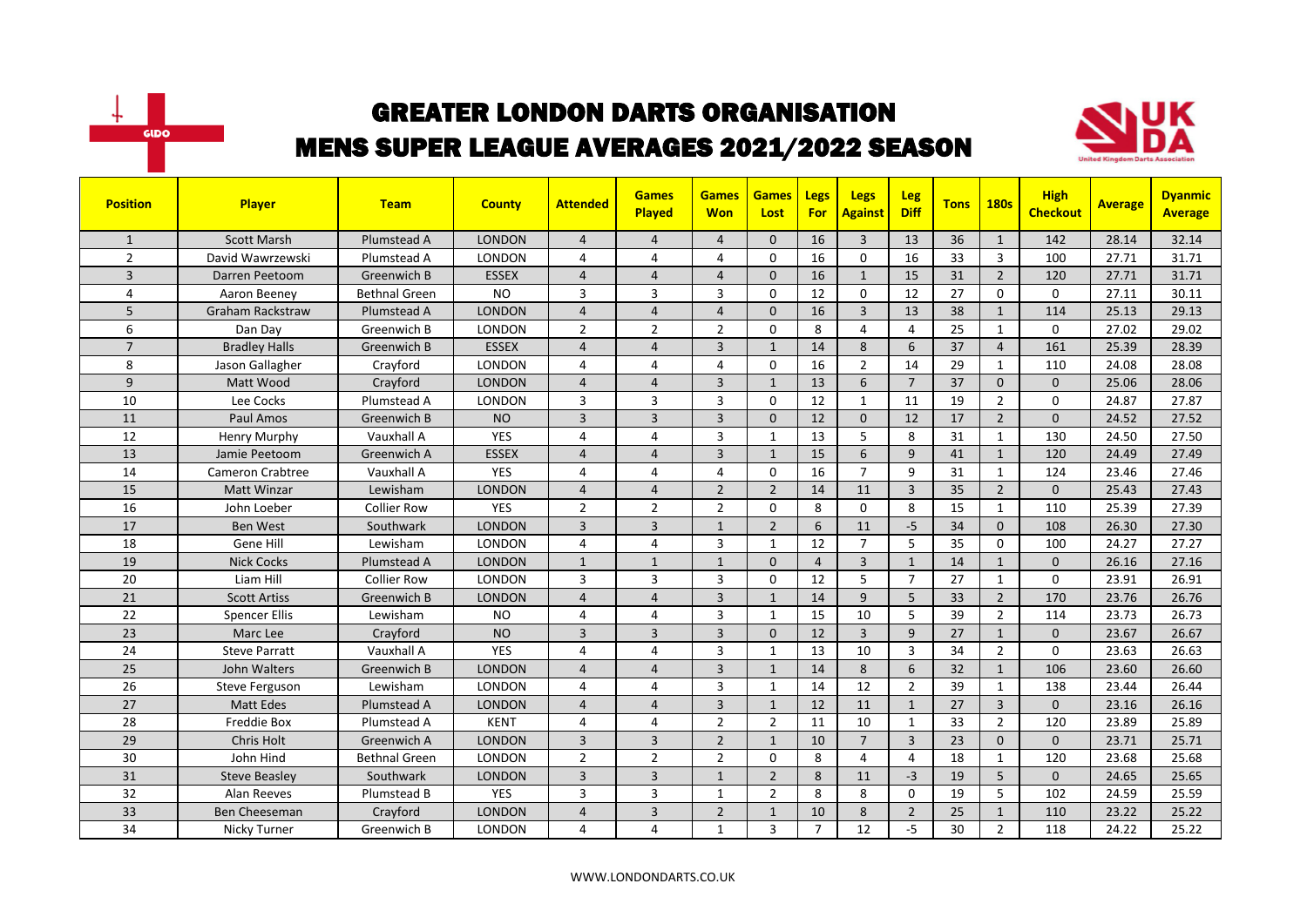# GREATER LONDON DARTS ORGANISATION

## MENS SUPER LEAGUE AVERAGES 2021/2022 SEASON

| Position | Player | Team | County | Attended | Games Played | Games Won | Games Lost | Legs For | Legs Against | Leg Diff | Tons | 180s | High Checkout | Average | Dyanmic Average |
|---|---|---|---|---|---|---|---|---|---|---|---|---|---|---|---|
| 1 | Scott Marsh | Plumstead A | LONDON | 4 | 4 | 4 | 0 | 16 | 3 | 13 | 36 | 1 | 142 | 28.14 | 32.14 |
| 2 | David Wawrzewski | Plumstead A | LONDON | 4 | 4 | 4 | 0 | 16 | 0 | 16 | 33 | 3 | 100 | 27.71 | 31.71 |
| 3 | Darren Peetoom | Greenwich B | ESSEX | 4 | 4 | 4 | 0 | 16 | 1 | 15 | 31 | 2 | 120 | 27.71 | 31.71 |
| 4 | Aaron Beeney | Bethnal Green | NO | 3 | 3 | 3 | 0 | 12 | 0 | 12 | 27 | 0 | 0 | 27.11 | 30.11 |
| 5 | Graham Rackstraw | Plumstead A | LONDON | 4 | 4 | 4 | 0 | 16 | 3 | 13 | 38 | 1 | 114 | 25.13 | 29.13 |
| 6 | Dan Day | Greenwich B | LONDON | 2 | 2 | 2 | 0 | 8 | 4 | 4 | 25 | 1 | 0 | 27.02 | 29.02 |
| 7 | Bradley Halls | Greenwich B | ESSEX | 4 | 4 | 3 | 1 | 14 | 8 | 6 | 37 | 4 | 161 | 25.39 | 28.39 |
| 8 | Jason Gallagher | Crayford | LONDON | 4 | 4 | 4 | 0 | 16 | 2 | 14 | 29 | 1 | 110 | 24.08 | 28.08 |
| 9 | Matt Wood | Crayford | LONDON | 4 | 4 | 3 | 1 | 13 | 6 | 7 | 37 | 0 | 0 | 25.06 | 28.06 |
| 10 | Lee Cocks | Plumstead A | LONDON | 3 | 3 | 3 | 0 | 12 | 1 | 11 | 19 | 2 | 0 | 24.87 | 27.87 |
| 11 | Paul Amos | Greenwich B | NO | 3 | 3 | 3 | 0 | 12 | 0 | 12 | 17 | 2 | 0 | 24.52 | 27.52 |
| 12 | Henry Murphy | Vauxhall A | YES | 4 | 4 | 3 | 1 | 13 | 5 | 8 | 31 | 1 | 130 | 24.50 | 27.50 |
| 13 | Jamie Peetoom | Greenwich A | ESSEX | 4 | 4 | 3 | 1 | 15 | 6 | 9 | 41 | 1 | 120 | 24.49 | 27.49 |
| 14 | Cameron Crabtree | Vauxhall A | YES | 4 | 4 | 4 | 0 | 16 | 7 | 9 | 31 | 1 | 124 | 23.46 | 27.46 |
| 15 | Matt Winzar | Lewisham | LONDON | 4 | 4 | 2 | 2 | 14 | 11 | 3 | 35 | 2 | 0 | 25.43 | 27.43 |
| 16 | John Loeber | Collier Row | YES | 2 | 2 | 2 | 0 | 8 | 0 | 8 | 15 | 1 | 110 | 25.39 | 27.39 |
| 17 | Ben West | Southwark | LONDON | 3 | 3 | 1 | 2 | 6 | 11 | -5 | 34 | 0 | 108 | 26.30 | 27.30 |
| 18 | Gene Hill | Lewisham | LONDON | 4 | 4 | 3 | 1 | 12 | 7 | 5 | 35 | 0 | 100 | 24.27 | 27.27 |
| 19 | Nick Cocks | Plumstead A | LONDON | 1 | 1 | 1 | 0 | 4 | 3 | 1 | 14 | 1 | 0 | 26.16 | 27.16 |
| 20 | Liam Hill | Collier Row | LONDON | 3 | 3 | 3 | 0 | 12 | 5 | 7 | 27 | 1 | 0 | 23.91 | 26.91 |
| 21 | Scott Artiss | Greenwich B | LONDON | 4 | 4 | 3 | 1 | 14 | 9 | 5 | 33 | 2 | 170 | 23.76 | 26.76 |
| 22 | Spencer Ellis | Lewisham | NO | 4 | 4 | 3 | 1 | 15 | 10 | 5 | 39 | 2 | 114 | 23.73 | 26.73 |
| 23 | Marc Lee | Crayford | NO | 3 | 3 | 3 | 0 | 12 | 3 | 9 | 27 | 1 | 0 | 23.67 | 26.67 |
| 24 | Steve Parratt | Vauxhall A | YES | 4 | 4 | 3 | 1 | 13 | 10 | 3 | 34 | 2 | 0 | 23.63 | 26.63 |
| 25 | John Walters | Greenwich B | LONDON | 4 | 4 | 3 | 1 | 14 | 8 | 6 | 32 | 1 | 106 | 23.60 | 26.60 |
| 26 | Steve Ferguson | Lewisham | LONDON | 4 | 4 | 3 | 1 | 14 | 12 | 2 | 39 | 1 | 138 | 23.44 | 26.44 |
| 27 | Matt Edes | Plumstead A | LONDON | 4 | 4 | 3 | 1 | 12 | 11 | 1 | 27 | 3 | 0 | 23.16 | 26.16 |
| 28 | Freddie Box | Plumstead A | KENT | 4 | 4 | 2 | 2 | 11 | 10 | 1 | 33 | 2 | 120 | 23.89 | 25.89 |
| 29 | Chris Holt | Greenwich A | LONDON | 3 | 3 | 2 | 1 | 10 | 7 | 3 | 23 | 0 | 0 | 23.71 | 25.71 |
| 30 | John Hind | Bethnal Green | LONDON | 2 | 2 | 2 | 0 | 8 | 4 | 4 | 18 | 1 | 120 | 23.68 | 25.68 |
| 31 | Steve Beasley | Southwark | LONDON | 3 | 3 | 1 | 2 | 8 | 11 | -3 | 19 | 5 | 0 | 24.65 | 25.65 |
| 32 | Alan Reeves | Plumstead B | YES | 3 | 3 | 1 | 2 | 8 | 8 | 0 | 19 | 5 | 102 | 24.59 | 25.59 |
| 33 | Ben Cheeseman | Crayford | LONDON | 4 | 3 | 2 | 1 | 10 | 8 | 2 | 25 | 1 | 110 | 23.22 | 25.22 |
| 34 | Nicky Turner | Greenwich B | LONDON | 4 | 4 | 1 | 3 | 7 | 12 | -5 | 30 | 2 | 118 | 24.22 | 25.22 |

WWW.LONDONDARTS.CO.UK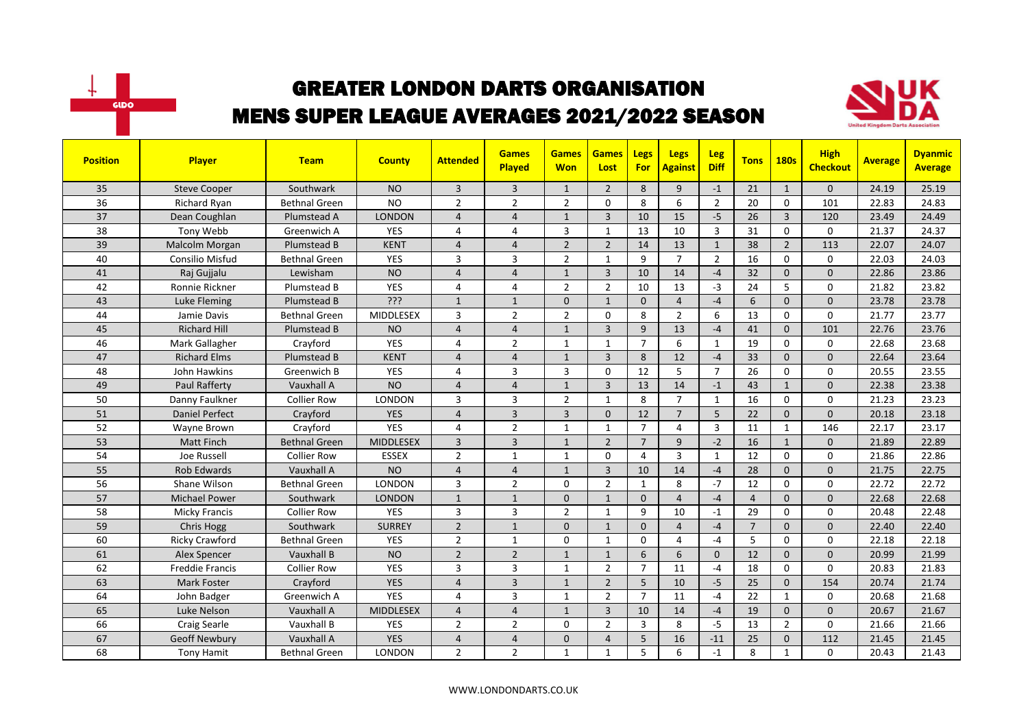# GREATER LONDON DARTS ORGANISATION
## MENS SUPER LEAGUE AVERAGES 2021/2022 SEASON

| Position | Player | Team | County | Attended | Games Played | Games Won | Games Lost | Legs For | Legs Against | Leg Diff | Tons | 180s | High Checkout | Average | Dyanmic Average |
|---|---|---|---|---|---|---|---|---|---|---|---|---|---|---|---|
| 35 | Steve Cooper | Southwark | NO | 3 | 3 | 1 | 2 | 8 | 9 | -1 | 21 | 1 | 0 | 24.19 | 25.19 |
| 36 | Richard Ryan | Bethnal Green | NO | 2 | 2 | 2 | 0 | 8 | 6 | 2 | 20 | 0 | 101 | 22.83 | 24.83 |
| 37 | Dean Coughlan | Plumstead A | LONDON | 4 | 4 | 1 | 3 | 10 | 15 | -5 | 26 | 3 | 120 | 23.49 | 24.49 |
| 38 | Tony Webb | Greenwich A | YES | 4 | 4 | 3 | 1 | 13 | 10 | 3 | 31 | 0 | 0 | 21.37 | 24.37 |
| 39 | Malcolm Morgan | Plumstead B | KENT | 4 | 4 | 2 | 2 | 14 | 13 | 1 | 38 | 2 | 113 | 22.07 | 24.07 |
| 40 | Consilio Misfud | Bethnal Green | YES | 3 | 3 | 2 | 1 | 9 | 7 | 2 | 16 | 0 | 0 | 22.03 | 24.03 |
| 41 | Raj Gujjalu | Lewisham | NO | 4 | 4 | 1 | 3 | 10 | 14 | -4 | 32 | 0 | 0 | 22.86 | 23.86 |
| 42 | Ronnie Rickner | Plumstead B | YES | 4 | 4 | 2 | 2 | 10 | 13 | -3 | 24 | 5 | 0 | 21.82 | 23.82 |
| 43 | Luke Fleming | Plumstead B | ??? | 1 | 1 | 0 | 1 | 0 | 4 | -4 | 6 | 0 | 0 | 23.78 | 23.78 |
| 44 | Jamie Davis | Bethnal Green | MIDDLESEX | 3 | 2 | 2 | 0 | 8 | 2 | 6 | 13 | 0 | 0 | 21.77 | 23.77 |
| 45 | Richard Hill | Plumstead B | NO | 4 | 4 | 1 | 3 | 9 | 13 | -4 | 41 | 0 | 101 | 22.76 | 23.76 |
| 46 | Mark Gallagher | Crayford | YES | 4 | 2 | 1 | 1 | 7 | 6 | 1 | 19 | 0 | 0 | 22.68 | 23.68 |
| 47 | Richard Elms | Plumstead B | KENT | 4 | 4 | 1 | 3 | 8 | 12 | -4 | 33 | 0 | 0 | 22.64 | 23.64 |
| 48 | John Hawkins | Greenwich B | YES | 4 | 3 | 3 | 0 | 12 | 5 | 7 | 26 | 0 | 0 | 20.55 | 23.55 |
| 49 | Paul Rafferty | Vauxhall A | NO | 4 | 4 | 1 | 3 | 13 | 14 | -1 | 43 | 1 | 0 | 22.38 | 23.38 |
| 50 | Danny Faulkner | Collier Row | LONDON | 3 | 3 | 2 | 1 | 8 | 7 | 1 | 16 | 0 | 0 | 21.23 | 23.23 |
| 51 | Daniel Perfect | Crayford | YES | 4 | 3 | 3 | 0 | 12 | 7 | 5 | 22 | 0 | 0 | 20.18 | 23.18 |
| 52 | Wayne Brown | Crayford | YES | 4 | 2 | 1 | 1 | 7 | 4 | 3 | 11 | 1 | 146 | 22.17 | 23.17 |
| 53 | Matt Finch | Bethnal Green | MIDDLESEX | 3 | 3 | 1 | 2 | 7 | 9 | -2 | 16 | 1 | 0 | 21.89 | 22.89 |
| 54 | Joe Russell | Collier Row | ESSEX | 2 | 1 | 1 | 0 | 4 | 3 | 1 | 12 | 0 | 0 | 21.86 | 22.86 |
| 55 | Rob Edwards | Vauxhall A | NO | 4 | 4 | 1 | 3 | 10 | 14 | -4 | 28 | 0 | 0 | 21.75 | 22.75 |
| 56 | Shane Wilson | Bethnal Green | LONDON | 3 | 2 | 0 | 2 | 1 | 8 | -7 | 12 | 0 | 0 | 22.72 | 22.72 |
| 57 | Michael Power | Southwark | LONDON | 1 | 1 | 0 | 1 | 0 | 4 | -4 | 4 | 0 | 0 | 22.68 | 22.68 |
| 58 | Micky Francis | Collier Row | YES | 3 | 3 | 2 | 1 | 9 | 10 | -1 | 29 | 0 | 0 | 20.48 | 22.48 |
| 59 | Chris Hogg | Southwark | SURREY | 2 | 1 | 0 | 1 | 0 | 4 | -4 | 7 | 0 | 0 | 22.40 | 22.40 |
| 60 | Ricky Crawford | Bethnal Green | YES | 2 | 1 | 0 | 1 | 0 | 4 | -4 | 5 | 0 | 0 | 22.18 | 22.18 |
| 61 | Alex Spencer | Vauxhall B | NO | 2 | 2 | 1 | 1 | 6 | 6 | 0 | 12 | 0 | 0 | 20.99 | 21.99 |
| 62 | Freddie Francis | Collier Row | YES | 3 | 3 | 1 | 2 | 7 | 11 | -4 | 18 | 0 | 0 | 20.83 | 21.83 |
| 63 | Mark Foster | Crayford | YES | 4 | 3 | 1 | 2 | 5 | 10 | -5 | 25 | 0 | 154 | 20.74 | 21.74 |
| 64 | John Badger | Greenwich A | YES | 4 | 3 | 1 | 2 | 7 | 11 | -4 | 22 | 1 | 0 | 20.68 | 21.68 |
| 65 | Luke Nelson | Vauxhall A | MIDDLESEX | 4 | 4 | 1 | 3 | 10 | 14 | -4 | 19 | 0 | 0 | 20.67 | 21.67 |
| 66 | Craig Searle | Vauxhall B | YES | 2 | 2 | 0 | 2 | 3 | 8 | -5 | 13 | 2 | 0 | 21.66 | 21.66 |
| 67 | Geoff Newbury | Vauxhall A | YES | 4 | 4 | 0 | 4 | 5 | 16 | -11 | 25 | 0 | 112 | 21.45 | 21.45 |
| 68 | Tony Hamit | Bethnal Green | LONDON | 2 | 2 | 1 | 1 | 5 | 6 | -1 | 8 | 1 | 0 | 20.43 | 21.43 |

WWW.LONDONDARTS.CO.UK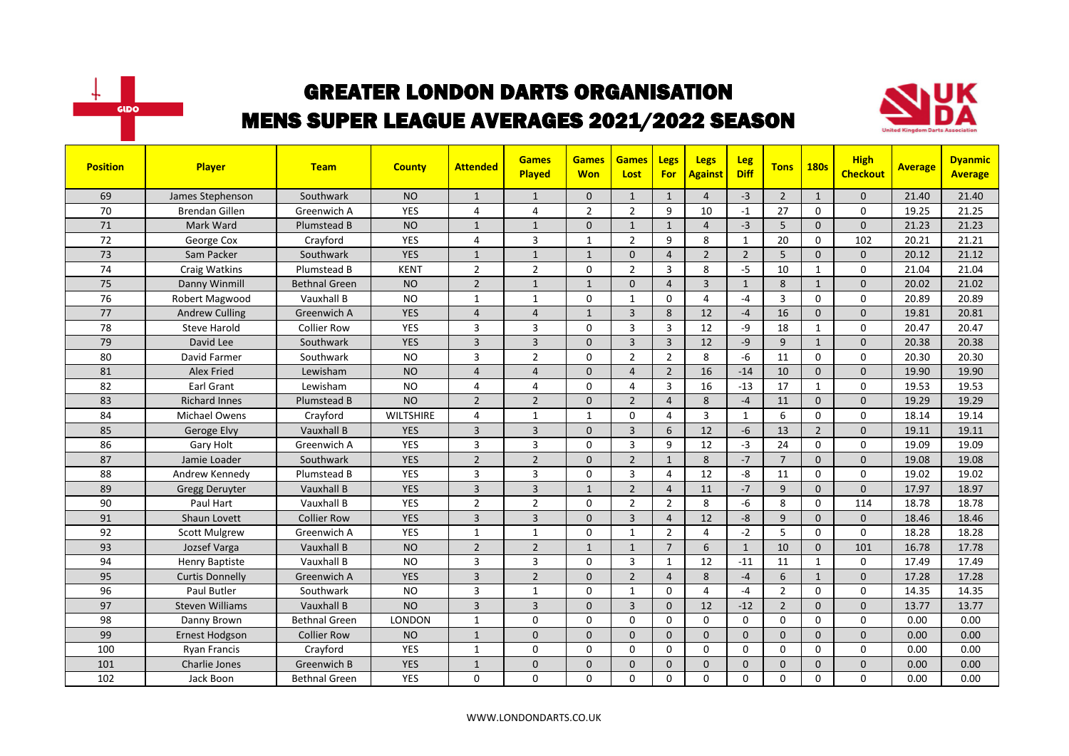# GREATER LONDON DARTS ORGANISATION

## MENS SUPER LEAGUE AVERAGES 2021/2022 SEASON

| Position | Player | Team | County | Attended | Games Played | Games Won | Games Lost | Legs For | Legs Against | Leg Diff | Tons | 180s | High Checkout | Average | Dyanmic Average |
|---|---|---|---|---|---|---|---|---|---|---|---|---|---|---|---|
| 69 | James Stephenson | Southwark | NO | 1 | 1 | 0 | 1 | 1 | 4 | -3 | 2 | 1 | 0 | 21.40 | 21.40 |
| 70 | Brendan Gillen | Greenwich A | YES | 4 | 4 | 2 | 2 | 9 | 10 | -1 | 27 | 0 | 0 | 19.25 | 21.25 |
| 71 | Mark Ward | Plumstead B | NO | 1 | 1 | 0 | 1 | 1 | 4 | -3 | 5 | 0 | 0 | 21.23 | 21.23 |
| 72 | George Cox | Crayford | YES | 4 | 3 | 1 | 2 | 9 | 8 | 1 | 20 | 0 | 102 | 20.21 | 21.21 |
| 73 | Sam Packer | Southwark | YES | 1 | 1 | 1 | 0 | 4 | 2 | 2 | 5 | 0 | 0 | 20.12 | 21.12 |
| 74 | Craig Watkins | Plumstead B | KENT | 2 | 2 | 0 | 2 | 3 | 8 | -5 | 10 | 1 | 0 | 21.04 | 21.04 |
| 75 | Danny Winmill | Bethnal Green | NO | 2 | 1 | 1 | 0 | 4 | 3 | 1 | 8 | 1 | 0 | 20.02 | 21.02 |
| 76 | Robert Magwood | Vauxhall B | NO | 1 | 1 | 0 | 1 | 0 | 4 | -4 | 3 | 0 | 0 | 20.89 | 20.89 |
| 77 | Andrew Culling | Greenwich A | YES | 4 | 4 | 1 | 3 | 8 | 12 | -4 | 16 | 0 | 0 | 19.81 | 20.81 |
| 78 | Steve Harold | Collier Row | YES | 3 | 3 | 0 | 3 | 3 | 12 | -9 | 18 | 1 | 0 | 20.47 | 20.47 |
| 79 | David Lee | Southwark | YES | 3 | 3 | 0 | 3 | 3 | 12 | -9 | 9 | 1 | 0 | 20.38 | 20.38 |
| 80 | David Farmer | Southwark | NO | 3 | 2 | 0 | 2 | 2 | 8 | -6 | 11 | 0 | 0 | 20.30 | 20.30 |
| 81 | Alex Fried | Lewisham | NO | 4 | 4 | 0 | 4 | 2 | 16 | -14 | 10 | 0 | 0 | 19.90 | 19.90 |
| 82 | Earl Grant | Lewisham | NO | 4 | 4 | 0 | 4 | 3 | 16 | -13 | 17 | 1 | 0 | 19.53 | 19.53 |
| 83 | Richard Innes | Plumstead B | NO | 2 | 2 | 0 | 2 | 4 | 8 | -4 | 11 | 0 | 0 | 19.29 | 19.29 |
| 84 | Michael Owens | Crayford | WILTSHIRE | 4 | 1 | 1 | 0 | 4 | 3 | 1 | 6 | 0 | 0 | 18.14 | 19.14 |
| 85 | Geroge Elvy | Vauxhall B | YES | 3 | 3 | 0 | 3 | 6 | 12 | -6 | 13 | 2 | 0 | 19.11 | 19.11 |
| 86 | Gary Holt | Greenwich A | YES | 3 | 3 | 0 | 3 | 9 | 12 | -3 | 24 | 0 | 0 | 19.09 | 19.09 |
| 87 | Jamie Loader | Southwark | YES | 2 | 2 | 0 | 2 | 1 | 8 | -7 | 7 | 0 | 0 | 19.08 | 19.08 |
| 88 | Andrew Kennedy | Plumstead B | YES | 3 | 3 | 0 | 3 | 4 | 12 | -8 | 11 | 0 | 0 | 19.02 | 19.02 |
| 89 | Gregg Deruyter | Vauxhall B | YES | 3 | 3 | 1 | 2 | 4 | 11 | -7 | 9 | 0 | 0 | 17.97 | 18.97 |
| 90 | Paul Hart | Vauxhall B | YES | 2 | 2 | 0 | 2 | 2 | 8 | -6 | 8 | 0 | 114 | 18.78 | 18.78 |
| 91 | Shaun Lovett | Collier Row | YES | 3 | 3 | 0 | 3 | 4 | 12 | -8 | 9 | 0 | 0 | 18.46 | 18.46 |
| 92 | Scott Mulgrew | Greenwich A | YES | 1 | 1 | 0 | 1 | 2 | 4 | -2 | 5 | 0 | 0 | 18.28 | 18.28 |
| 93 | Jozsef Varga | Vauxhall B | NO | 2 | 2 | 1 | 1 | 7 | 6 | 1 | 10 | 0 | 101 | 16.78 | 17.78 |
| 94 | Henry Baptiste | Vauxhall B | NO | 3 | 3 | 0 | 3 | 1 | 12 | -11 | 11 | 1 | 0 | 17.49 | 17.49 |
| 95 | Curtis Donnelly | Greenwich A | YES | 3 | 2 | 0 | 2 | 4 | 8 | -4 | 6 | 1 | 0 | 17.28 | 17.28 |
| 96 | Paul Butler | Southwark | NO | 3 | 1 | 0 | 1 | 0 | 4 | -4 | 2 | 0 | 0 | 14.35 | 14.35 |
| 97 | Steven Williams | Vauxhall B | NO | 3 | 3 | 0 | 3 | 0 | 12 | -12 | 2 | 0 | 0 | 13.77 | 13.77 |
| 98 | Danny Brown | Bethnal Green | LONDON | 1 | 0 | 0 | 0 | 0 | 0 | 0 | 0 | 0 | 0 | 0.00 | 0.00 |
| 99 | Ernest Hodgson | Collier Row | NO | 1 | 0 | 0 | 0 | 0 | 0 | 0 | 0 | 0 | 0 | 0.00 | 0.00 |
| 100 | Ryan Francis | Crayford | YES | 1 | 0 | 0 | 0 | 0 | 0 | 0 | 0 | 0 | 0 | 0.00 | 0.00 |
| 101 | Charlie Jones | Greenwich B | YES | 1 | 0 | 0 | 0 | 0 | 0 | 0 | 0 | 0 | 0 | 0.00 | 0.00 |
| 102 | Jack Boon | Bethnal Green | YES | 0 | 0 | 0 | 0 | 0 | 0 | 0 | 0 | 0 | 0 | 0.00 | 0.00 |

WWW.LONDONDARTS.CO.UK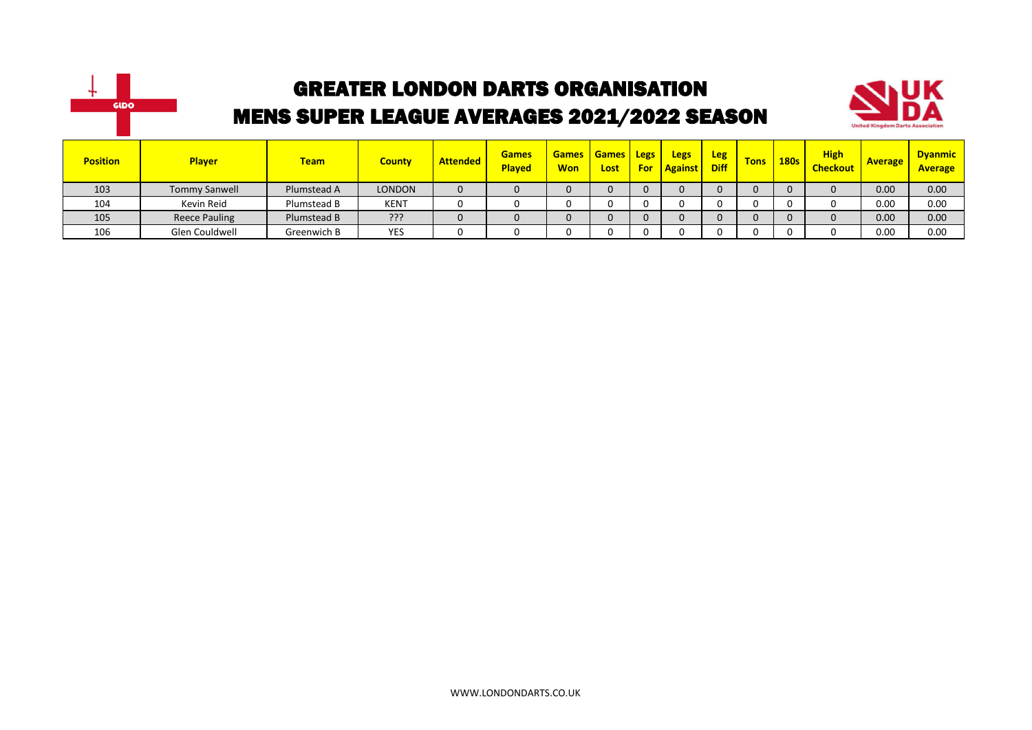# GREATER LONDON DARTS ORGANISATION

## MENS SUPER LEAGUE AVERAGES 2021/2022 SEASON

| Position | Player | Team | County | Attended | Games Played | Games Won | Games Lost | Legs For | Legs Against | Leg Diff | Tons | 180s | High Checkout | Average | Dyanmic Average |
|---|---|---|---|---|---|---|---|---|---|---|---|---|---|---|---|
| 103 | Tommy Sanwell | Plumstead A | LONDON | 0 | 0 | 0 | 0 | 0 | 0 | 0 | 0 | 0 | 0 | 0.00 | 0.00 |
| 104 | Kevin Reid | Plumstead B | KENT | 0 | 0 | 0 | 0 | 0 | 0 | 0 | 0 | 0 | 0 | 0.00 | 0.00 |
| 105 | Reece Pauling | Plumstead B | ??? | 0 | 0 | 0 | 0 | 0 | 0 | 0 | 0 | 0 | 0 | 0.00 | 0.00 |
| 106 | Glen Couldwell | Greenwich B | YES | 0 | 0 | 0 | 0 | 0 | 0 | 0 | 0 | 0 | 0 | 0.00 | 0.00 |

WWW.LONDONDARTS.CO.UK